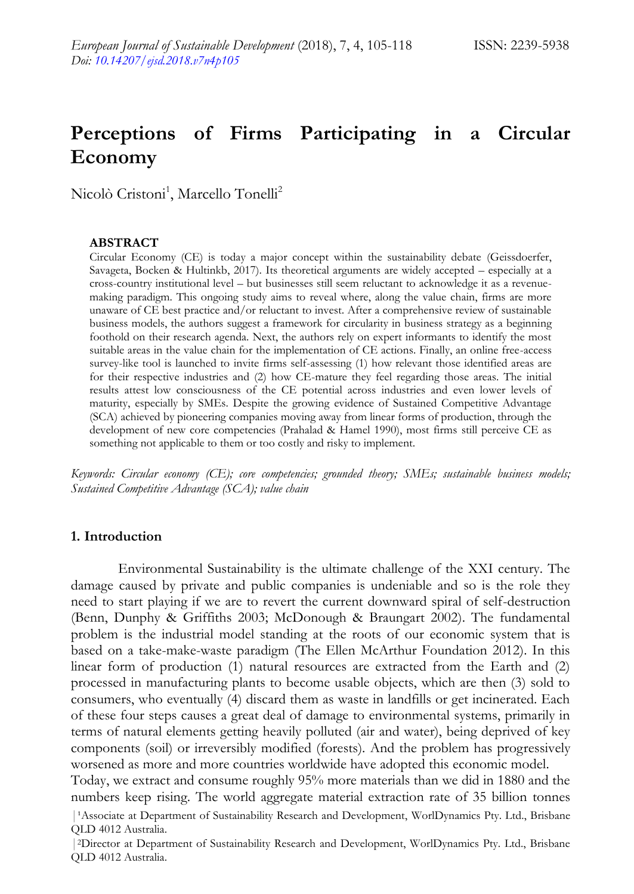European Journal of Sustainable Development (2018), 7, 4, 105-118 ISSN: 2239-5938
Doi: 10.14207/ejsd.2018.v7n4p105

# Perceptions of Firms Participating in a Circular Economy

Nicolò Cristoni[1], Marcello Tonelli[2]

## ABSTRACT

Circular Economy (CE) is today a major concept within the sustainability debate (Geissdoerfer, Savageta, Bocken & Hultinkb, 2017). Its theoretical arguments are widely accepted – especially at a cross-country institutional level – but businesses still seem reluctant to acknowledge it as a revenue-making paradigm. This ongoing study aims to reveal where, along the value chain, firms are more unaware of CE best practice and/or reluctant to invest. After a comprehensive review of sustainable business models, the authors suggest a framework for circularity in business strategy as a beginning foothold on their research agenda. Next, the authors rely on expert informants to identify the most suitable areas in the value chain for the implementation of CE actions. Finally, an online free-access survey-like tool is launched to invite firms self-assessing (1) how relevant those identified areas are for their respective industries and (2) how CE-mature they feel regarding those areas. The initial results attest low consciousness of the CE potential across industries and even lower levels of maturity, especially by SMEs. Despite the growing evidence of Sustained Competitive Advantage (SCA) achieved by pioneering companies moving away from linear forms of production, through the development of new core competencies (Prahalad & Hamel 1990), most firms still perceive CE as something not applicable to them or too costly and risky to implement.

*Keywords: Circular economy (CE); core competencies; grounded theory; SMEs; sustainable business models; Sustained Competitive Advantage (SCA); value chain*

## 1. Introduction

Environmental Sustainability is the ultimate challenge of the XXI century. The damage caused by private and public companies is undeniable and so is the role they need to start playing if we are to revert the current downward spiral of self-destruction (Benn, Dunphy & Griffiths 2003; McDonough & Braungart 2002). The fundamental problem is the industrial model standing at the roots of our economic system that is based on a take-make-waste paradigm (The Ellen McArthur Foundation 2012). In this linear form of production (1) natural resources are extracted from the Earth and (2) processed in manufacturing plants to become usable objects, which are then (3) sold to consumers, who eventually (4) discard them as waste in landfills or get incinerated. Each of these four steps causes a great deal of damage to environmental systems, primarily in terms of natural elements getting heavily polluted (air and water), being deprived of key components (soil) or irreversibly modified (forests). And the problem has progressively worsened as more and more countries worldwide have adopted this economic model.

Today, we extract and consume roughly 95% more materials than we did in 1880 and the numbers keep rising. The world aggregate material extraction rate of 35 billion tonnes

| [1]Associate at Department of Sustainability Research and Development, WorlDynamics Pty. Ltd., Brisbane QLD 4012 Australia.

| [2]Director at Department of Sustainability Research and Development, WorlDynamics Pty. Ltd., Brisbane QLD 4012 Australia.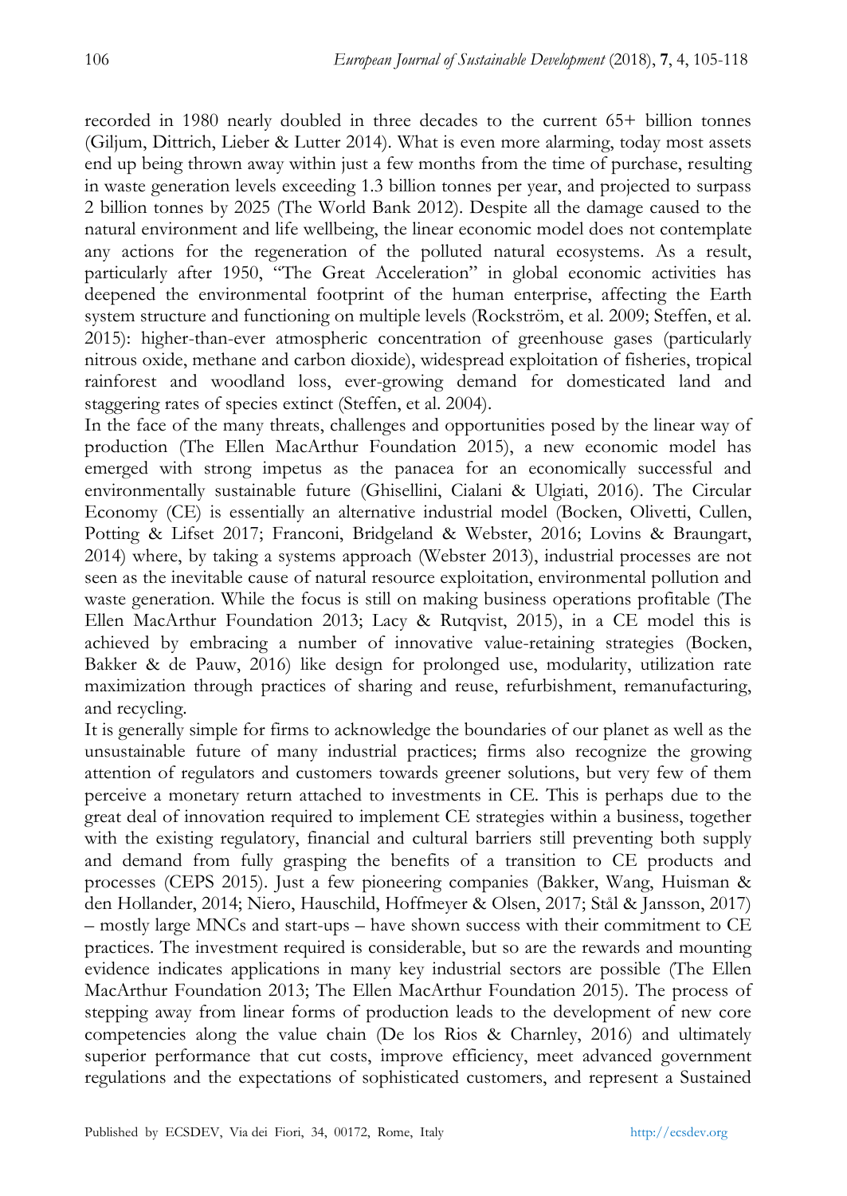recorded in 1980 nearly doubled in three decades to the current 65+ billion tonnes (Giljum, Dittrich, Lieber & Lutter 2014). What is even more alarming, today most assets end up being thrown away within just a few months from the time of purchase, resulting in waste generation levels exceeding 1.3 billion tonnes per year, and projected to surpass 2 billion tonnes by 2025 (The World Bank 2012). Despite all the damage caused to the natural environment and life wellbeing, the linear economic model does not contemplate any actions for the regeneration of the polluted natural ecosystems. As a result, particularly after 1950, "The Great Acceleration" in global economic activities has deepened the environmental footprint of the human enterprise, affecting the Earth system structure and functioning on multiple levels (Rockström, et al. 2009; Steffen, et al. 2015): higher-than-ever atmospheric concentration of greenhouse gases (particularly nitrous oxide, methane and carbon dioxide), widespread exploitation of fisheries, tropical rainforest and woodland loss, ever-growing demand for domesticated land and staggering rates of species extinct (Steffen, et al. 2004).

In the face of the many threats, challenges and opportunities posed by the linear way of production (The Ellen MacArthur Foundation 2015), a new economic model has emerged with strong impetus as the panacea for an economically successful and environmentally sustainable future (Ghisellini, Cialani & Ulgiati, 2016). The Circular Economy (CE) is essentially an alternative industrial model (Bocken, Olivetti, Cullen, Potting & Lifset 2017; Franconi, Bridgeland & Webster, 2016; Lovins & Braungart, 2014) where, by taking a systems approach (Webster 2013), industrial processes are not seen as the inevitable cause of natural resource exploitation, environmental pollution and waste generation. While the focus is still on making business operations profitable (The Ellen MacArthur Foundation 2013; Lacy & Rutqvist, 2015), in a CE model this is achieved by embracing a number of innovative value-retaining strategies (Bocken, Bakker & de Pauw, 2016) like design for prolonged use, modularity, utilization rate maximization through practices of sharing and reuse, refurbishment, remanufacturing, and recycling.

It is generally simple for firms to acknowledge the boundaries of our planet as well as the unsustainable future of many industrial practices; firms also recognize the growing attention of regulators and customers towards greener solutions, but very few of them perceive a monetary return attached to investments in CE. This is perhaps due to the great deal of innovation required to implement CE strategies within a business, together with the existing regulatory, financial and cultural barriers still preventing both supply and demand from fully grasping the benefits of a transition to CE products and processes (CEPS 2015). Just a few pioneering companies (Bakker, Wang, Huisman & den Hollander, 2014; Niero, Hauschild, Hoffmeyer & Olsen, 2017; Stål & Jansson, 2017) – mostly large MNCs and start-ups – have shown success with their commitment to CE practices. The investment required is considerable, but so are the rewards and mounting evidence indicates applications in many key industrial sectors are possible (The Ellen MacArthur Foundation 2013; The Ellen MacArthur Foundation 2015). The process of stepping away from linear forms of production leads to the development of new core competencies along the value chain (De los Rios & Charnley, 2016) and ultimately superior performance that cut costs, improve efficiency, meet advanced government regulations and the expectations of sophisticated customers, and represent a Sustained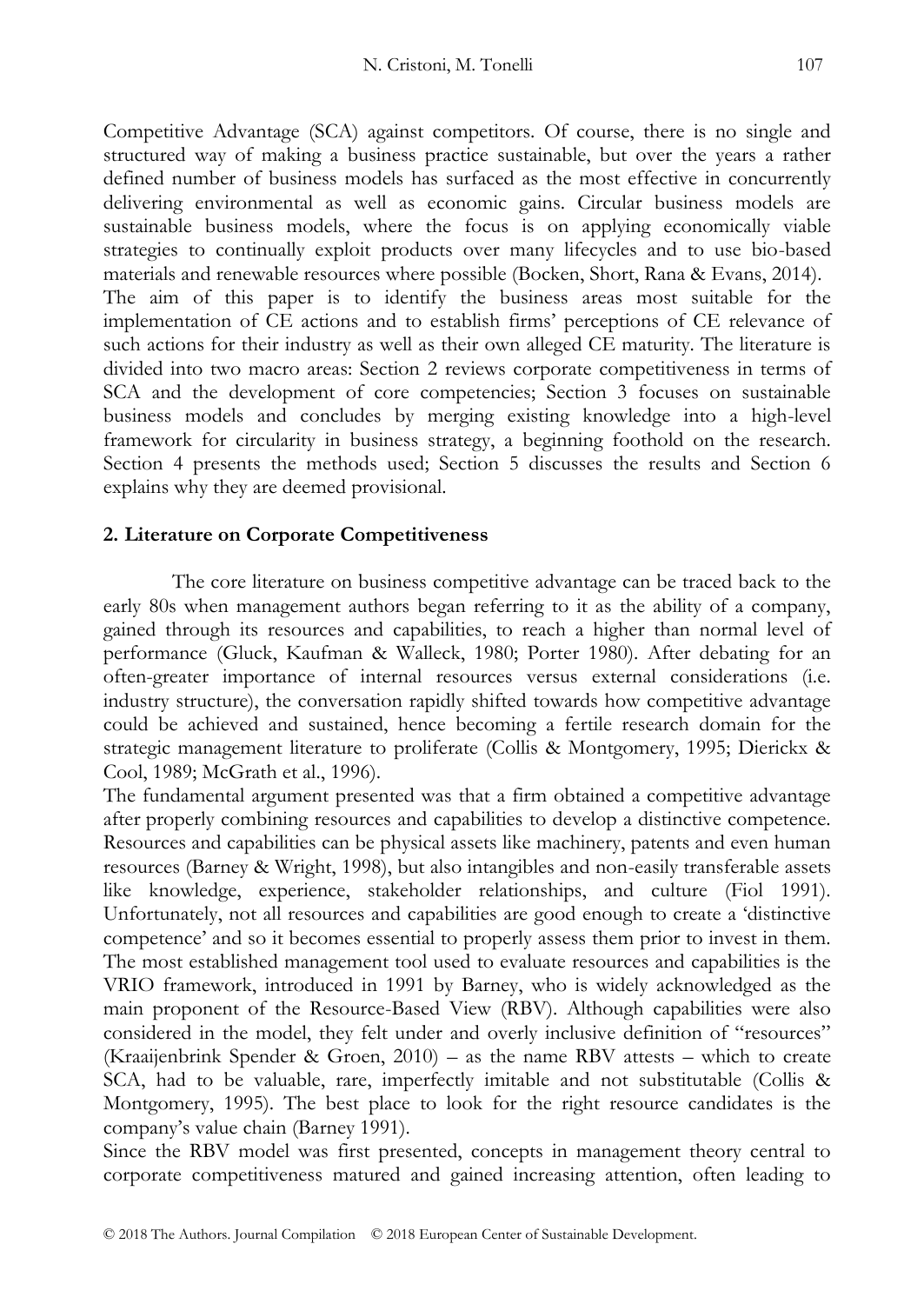Competitive Advantage (SCA) against competitors. Of course, there is no single and structured way of making a business practice sustainable, but over the years a rather defined number of business models has surfaced as the most effective in concurrently delivering environmental as well as economic gains. Circular business models are sustainable business models, where the focus is on applying economically viable strategies to continually exploit products over many lifecycles and to use bio-based materials and renewable resources where possible (Bocken, Short, Rana & Evans, 2014).
The aim of this paper is to identify the business areas most suitable for the implementation of CE actions and to establish firms' perceptions of CE relevance of such actions for their industry as well as their own alleged CE maturity. The literature is divided into two macro areas: Section 2 reviews corporate competitiveness in terms of SCA and the development of core competencies; Section 3 focuses on sustainable business models and concludes by merging existing knowledge into a high-level framework for circularity in business strategy, a beginning foothold on the research. Section 4 presents the methods used; Section 5 discusses the results and Section 6 explains why they are deemed provisional.

## 2. Literature on Corporate Competitiveness

The core literature on business competitive advantage can be traced back to the early 80s when management authors began referring to it as the ability of a company, gained through its resources and capabilities, to reach a higher than normal level of performance (Gluck, Kaufman & Walleck, 1980; Porter 1980). After debating for an often-greater importance of internal resources versus external considerations (i.e. industry structure), the conversation rapidly shifted towards how competitive advantage could be achieved and sustained, hence becoming a fertile research domain for the strategic management literature to proliferate (Collis & Montgomery, 1995; Dierickx & Cool, 1989; McGrath et al., 1996).
The fundamental argument presented was that a firm obtained a competitive advantage after properly combining resources and capabilities to develop a distinctive competence. Resources and capabilities can be physical assets like machinery, patents and even human resources (Barney & Wright, 1998), but also intangibles and non-easily transferable assets like knowledge, experience, stakeholder relationships, and culture (Fiol 1991). Unfortunately, not all resources and capabilities are good enough to create a 'distinctive competence' and so it becomes essential to properly assess them prior to invest in them. The most established management tool used to evaluate resources and capabilities is the VRIO framework, introduced in 1991 by Barney, who is widely acknowledged as the main proponent of the Resource-Based View (RBV). Although capabilities were also considered in the model, they felt under and overly inclusive definition of "resources" (Kraaijenbrink Spender & Groen, 2010) – as the name RBV attests – which to create SCA, had to be valuable, rare, imperfectly imitable and not substitutable (Collis & Montgomery, 1995). The best place to look for the right resource candidates is the company's value chain (Barney 1991).
Since the RBV model was first presented, concepts in management theory central to corporate competitiveness matured and gained increasing attention, often leading to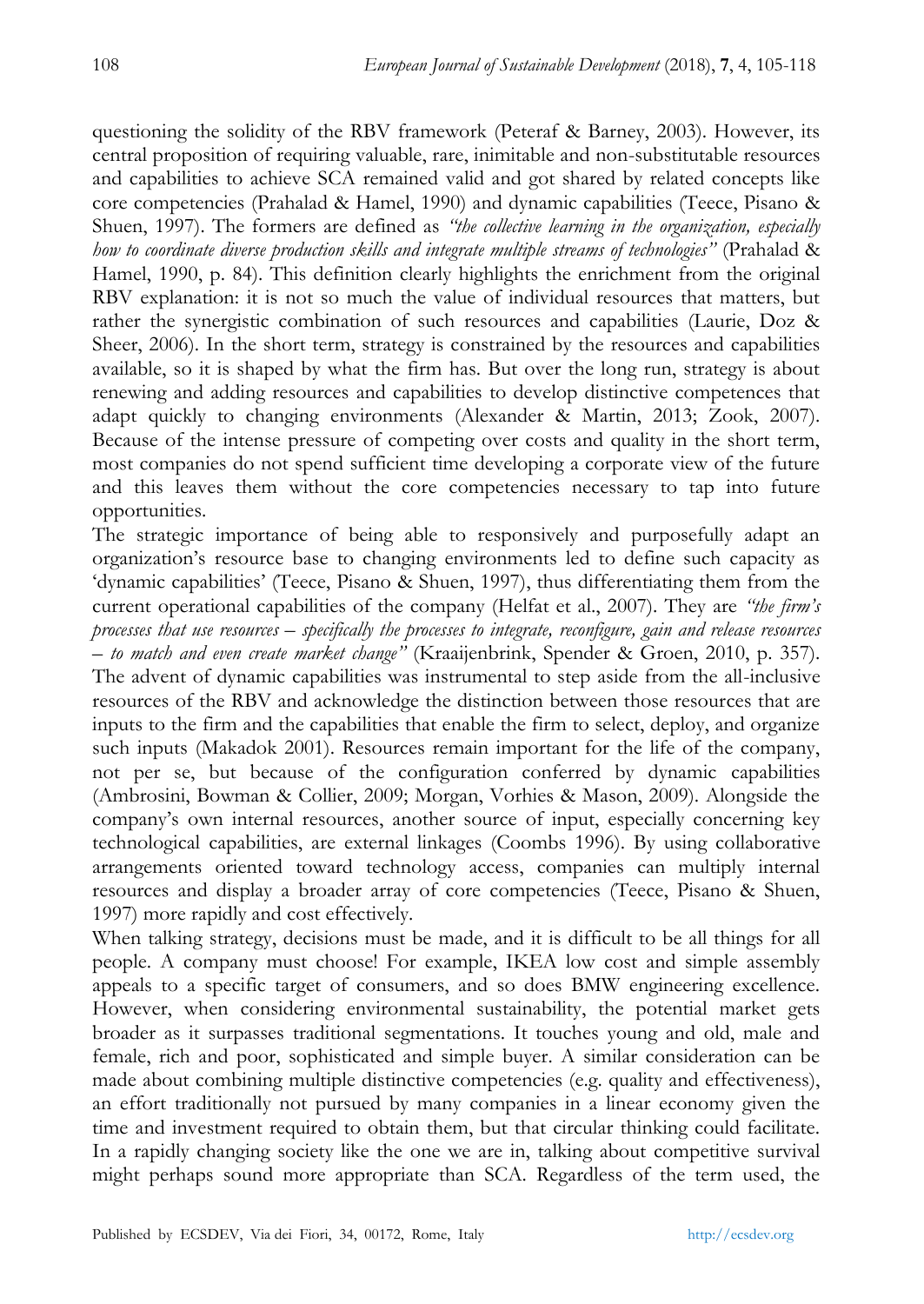questioning the solidity of the RBV framework (Peteraf & Barney, 2003). However, its central proposition of requiring valuable, rare, inimitable and non-substitutable resources and capabilities to achieve SCA remained valid and got shared by related concepts like core competencies (Prahalad & Hamel, 1990) and dynamic capabilities (Teece, Pisano & Shuen, 1997). The formers are defined as *"the collective learning in the organization, especially how to coordinate diverse production skills and integrate multiple streams of technologies"* (Prahalad & Hamel, 1990, p. 84). This definition clearly highlights the enrichment from the original RBV explanation: it is not so much the value of individual resources that matters, but rather the synergistic combination of such resources and capabilities (Laurie, Doz & Sheer, 2006). In the short term, strategy is constrained by the resources and capabilities available, so it is shaped by what the firm has. But over the long run, strategy is about renewing and adding resources and capabilities to develop distinctive competences that adapt quickly to changing environments (Alexander & Martin, 2013; Zook, 2007). Because of the intense pressure of competing over costs and quality in the short term, most companies do not spend sufficient time developing a corporate view of the future and this leaves them without the core competencies necessary to tap into future opportunities.

The strategic importance of being able to responsively and purposefully adapt an organization's resource base to changing environments led to define such capacity as 'dynamic capabilities' (Teece, Pisano & Shuen, 1997), thus differentiating them from the current operational capabilities of the company (Helfat et al., 2007). They are *"the firm's processes that use resources – specifically the processes to integrate, reconfigure, gain and release resources – to match and even create market change"* (Kraaijenbrink, Spender & Groen, 2010, p. 357). The advent of dynamic capabilities was instrumental to step aside from the all-inclusive resources of the RBV and acknowledge the distinction between those resources that are inputs to the firm and the capabilities that enable the firm to select, deploy, and organize such inputs (Makadok 2001). Resources remain important for the life of the company, not per se, but because of the configuration conferred by dynamic capabilities (Ambrosini, Bowman & Collier, 2009; Morgan, Vorhies & Mason, 2009). Alongside the company's own internal resources, another source of input, especially concerning key technological capabilities, are external linkages (Coombs 1996). By using collaborative arrangements oriented toward technology access, companies can multiply internal resources and display a broader array of core competencies (Teece, Pisano & Shuen, 1997) more rapidly and cost effectively.

When talking strategy, decisions must be made, and it is difficult to be all things for all people. A company must choose! For example, IKEA low cost and simple assembly appeals to a specific target of consumers, and so does BMW engineering excellence. However, when considering environmental sustainability, the potential market gets broader as it surpasses traditional segmentations. It touches young and old, male and female, rich and poor, sophisticated and simple buyer. A similar consideration can be made about combining multiple distinctive competencies (e.g. quality and effectiveness), an effort traditionally not pursued by many companies in a linear economy given the time and investment required to obtain them, but that circular thinking could facilitate. In a rapidly changing society like the one we are in, talking about competitive survival might perhaps sound more appropriate than SCA. Regardless of the term used, the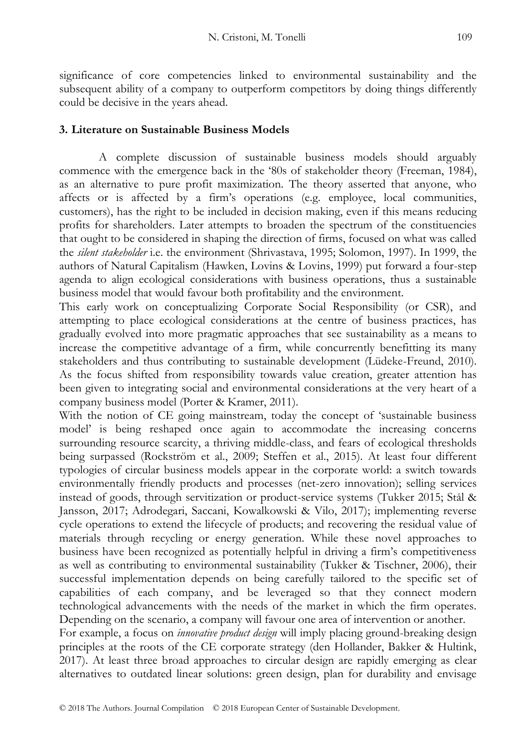significance of core competencies linked to environmental sustainability and the subsequent ability of a company to outperform competitors by doing things differently could be decisive in the years ahead.

## 3. Literature on Sustainable Business Models

A complete discussion of sustainable business models should arguably commence with the emergence back in the '80s of stakeholder theory (Freeman, 1984), as an alternative to pure profit maximization. The theory asserted that anyone, who affects or is affected by a firm's operations (e.g. employee, local communities, customers), has the right to be included in decision making, even if this means reducing profits for shareholders. Later attempts to broaden the spectrum of the constituencies that ought to be considered in shaping the direction of firms, focused on what was called the *silent stakeholder* i.e. the environment (Shrivastava, 1995; Solomon, 1997). In 1999, the authors of Natural Capitalism (Hawken, Lovins & Lovins, 1999) put forward a four-step agenda to align ecological considerations with business operations, thus a sustainable business model that would favour both profitability and the environment.

This early work on conceptualizing Corporate Social Responsibility (or CSR), and attempting to place ecological considerations at the centre of business practices, has gradually evolved into more pragmatic approaches that see sustainability as a means to increase the competitive advantage of a firm, while concurrently benefitting its many stakeholders and thus contributing to sustainable development (Lüdeke-Freund, 2010). As the focus shifted from responsibility towards value creation, greater attention has been given to integrating social and environmental considerations at the very heart of a company business model (Porter & Kramer, 2011).

With the notion of CE going mainstream, today the concept of 'sustainable business model' is being reshaped once again to accommodate the increasing concerns surrounding resource scarcity, a thriving middle-class, and fears of ecological thresholds being surpassed (Rockström et al., 2009; Steffen et al., 2015). At least four different typologies of circular business models appear in the corporate world: a switch towards environmentally friendly products and processes (net-zero innovation); selling services instead of goods, through servitization or product-service systems (Tukker 2015; Stål & Jansson, 2017; Adrodegari, Saccani, Kowalkowski & Vilo, 2017); implementing reverse cycle operations to extend the lifecycle of products; and recovering the residual value of materials through recycling or energy generation. While these novel approaches to business have been recognized as potentially helpful in driving a firm's competitiveness as well as contributing to environmental sustainability (Tukker & Tischner, 2006), their successful implementation depends on being carefully tailored to the specific set of capabilities of each company, and be leveraged so that they connect modern technological advancements with the needs of the market in which the firm operates. Depending on the scenario, a company will favour one area of intervention or another.

For example, a focus on *innovative product design* will imply placing ground-breaking design principles at the roots of the CE corporate strategy (den Hollander, Bakker & Hultink, 2017). At least three broad approaches to circular design are rapidly emerging as clear alternatives to outdated linear solutions: green design, plan for durability and envisage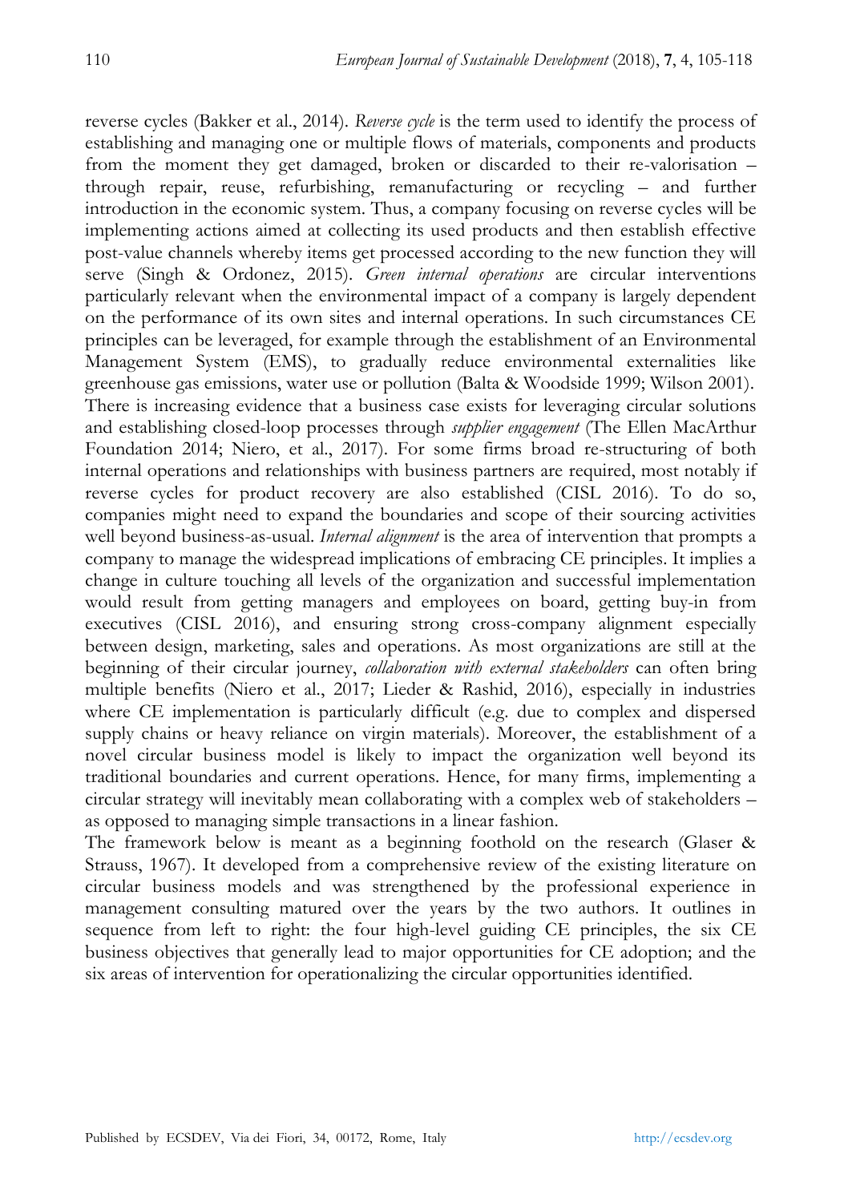reverse cycles (Bakker et al., 2014). *Reverse cycle* is the term used to identify the process of establishing and managing one or multiple flows of materials, components and products from the moment they get damaged, broken or discarded to their re-valorisation – through repair, reuse, refurbishing, remanufacturing or recycling – and further introduction in the economic system. Thus, a company focusing on reverse cycles will be implementing actions aimed at collecting its used products and then establish effective post-value channels whereby items get processed according to the new function they will serve (Singh & Ordonez, 2015). *Green internal operations* are circular interventions particularly relevant when the environmental impact of a company is largely dependent on the performance of its own sites and internal operations. In such circumstances CE principles can be leveraged, for example through the establishment of an Environmental Management System (EMS), to gradually reduce environmental externalities like greenhouse gas emissions, water use or pollution (Balta & Woodside 1999; Wilson 2001). There is increasing evidence that a business case exists for leveraging circular solutions and establishing closed-loop processes through *supplier engagement* (The Ellen MacArthur Foundation 2014; Niero, et al., 2017). For some firms broad re-structuring of both internal operations and relationships with business partners are required, most notably if reverse cycles for product recovery are also established (CISL 2016). To do so, companies might need to expand the boundaries and scope of their sourcing activities well beyond business-as-usual. *Internal alignment* is the area of intervention that prompts a company to manage the widespread implications of embracing CE principles. It implies a change in culture touching all levels of the organization and successful implementation would result from getting managers and employees on board, getting buy-in from executives (CISL 2016), and ensuring strong cross-company alignment especially between design, marketing, sales and operations. As most organizations are still at the beginning of their circular journey, *collaboration with external stakeholders* can often bring multiple benefits (Niero et al., 2017; Lieder & Rashid, 2016), especially in industries where CE implementation is particularly difficult (e.g. due to complex and dispersed supply chains or heavy reliance on virgin materials). Moreover, the establishment of a novel circular business model is likely to impact the organization well beyond its traditional boundaries and current operations. Hence, for many firms, implementing a circular strategy will inevitably mean collaborating with a complex web of stakeholders – as opposed to managing simple transactions in a linear fashion.

The framework below is meant as a beginning foothold on the research (Glaser & Strauss, 1967). It developed from a comprehensive review of the existing literature on circular business models and was strengthened by the professional experience in management consulting matured over the years by the two authors. It outlines in sequence from left to right: the four high-level guiding CE principles, the six CE business objectives that generally lead to major opportunities for CE adoption; and the six areas of intervention for operationalizing the circular opportunities identified.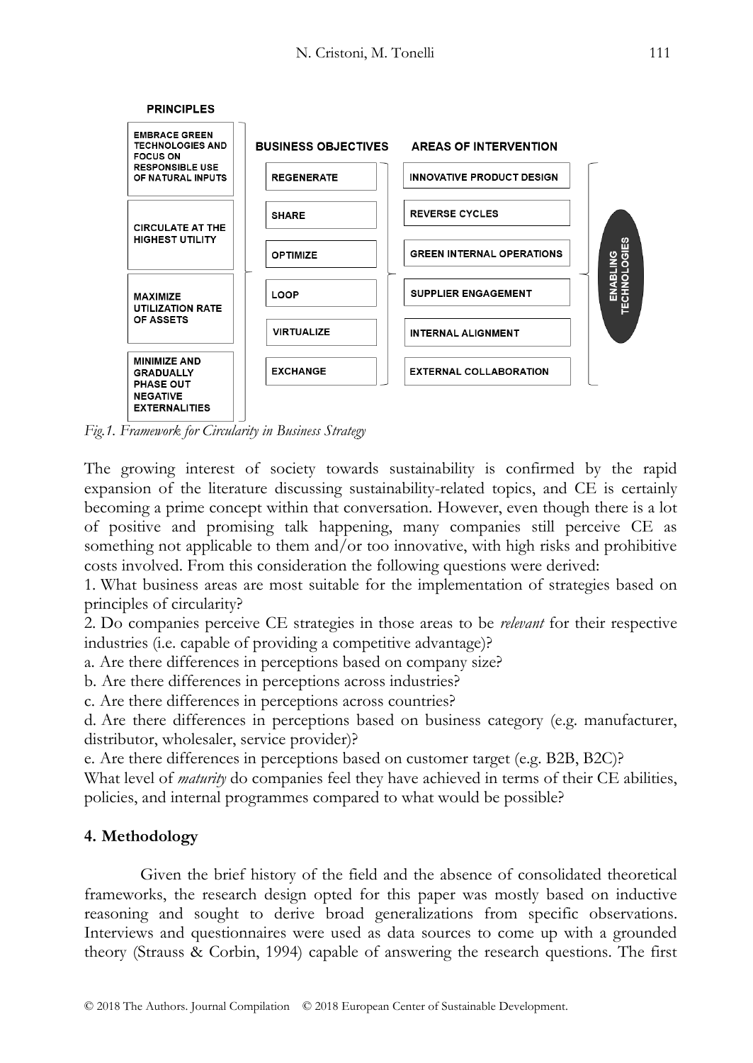PRINCIPLES

EMBRACE GREEN TECHNOLOGIES AND FOCUS ON RESPONSIBLE USE OF NATURAL INPUTS

CIRCULATE AT THE HIGHEST UTILITY

MAXIMIZE UTILIZATION RATE OF ASSETS

MINIMIZE AND GRADUALLY PHASE OUT NEGATIVE EXTERNALITIES

BUSINESS OBJECTIVES

REGENERATE

SHARE

OPTIMIZE

LOOP

VIRTUALIZE

EXCHANGE

AREAS OF INTERVENTION

INNOVATIVE PRODUCT DESIGN

REVERSE CYCLES

GREEN INTERNAL OPERATIONS

SUPPLIER ENGAGEMENT

INTERNAL ALIGNMENT

EXTERNAL COLLABORATION

ENABLING TECHNOLOGIES

*Fig.1. Framework for Circularity in Business Strategy*

The growing interest of society towards sustainability is confirmed by the rapid expansion of the literature discussing sustainability-related topics, and CE is certainly becoming a prime concept within that conversation. However, even though there is a lot of positive and promising talk happening, many companies still perceive CE as something not applicable to them and/or too innovative, with high risks and prohibitive costs involved. From this consideration the following questions were derived:

1. What business areas are most suitable for the implementation of strategies based on principles of circularity?
2. Do companies perceive CE strategies in those areas to be *relevant* for their respective industries (i.e. capable of providing a competitive advantage)?

a. Are there differences in perceptions based on company size?
b. Are there differences in perceptions across industries?
c. Are there differences in perceptions across countries?
d. Are there differences in perceptions based on business category (e.g. manufacturer, distributor, wholesaler, service provider)?
e. Are there differences in perceptions based on customer target (e.g. B2B, B2C)?

What level of *maturity* do companies feel they have achieved in terms of their CE abilities, policies, and internal programmes compared to what would be possible?

## 4. Methodology

Given the brief history of the field and the absence of consolidated theoretical frameworks, the research design opted for this paper was mostly based on inductive reasoning and sought to derive broad generalizations from specific observations. Interviews and questionnaires were used as data sources to come up with a grounded theory (Strauss & Corbin, 1994) capable of answering the research questions. The first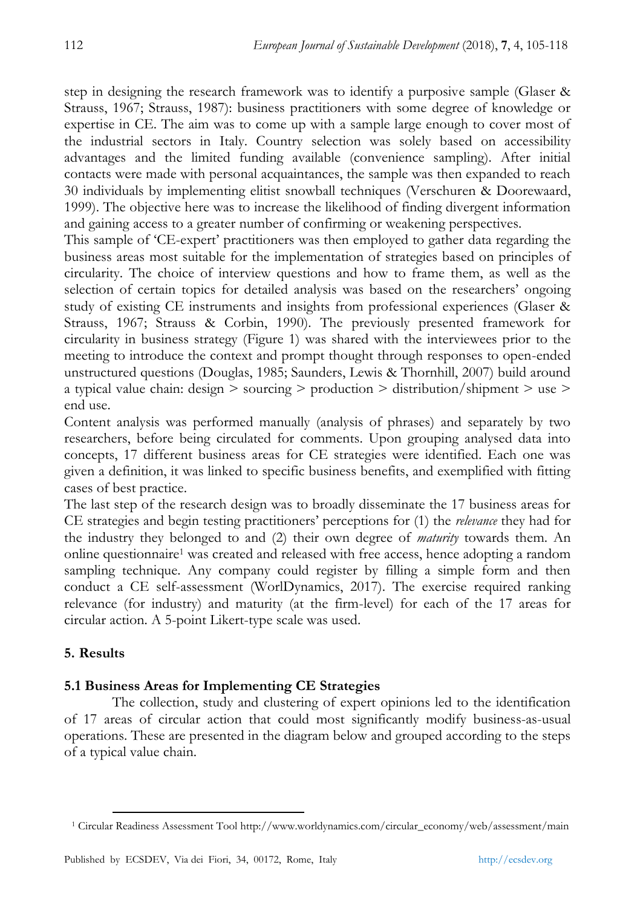step in designing the research framework was to identify a purposive sample (Glaser & Strauss, 1967; Strauss, 1987): business practitioners with some degree of knowledge or expertise in CE. The aim was to come up with a sample large enough to cover most of the industrial sectors in Italy. Country selection was solely based on accessibility advantages and the limited funding available (convenience sampling). After initial contacts were made with personal acquaintances, the sample was then expanded to reach 30 individuals by implementing elitist snowball techniques (Verschuren & Doorewaard, 1999). The objective here was to increase the likelihood of finding divergent information and gaining access to a greater number of confirming or weakening perspectives.

This sample of 'CE-expert' practitioners was then employed to gather data regarding the business areas most suitable for the implementation of strategies based on principles of circularity. The choice of interview questions and how to frame them, as well as the selection of certain topics for detailed analysis was based on the researchers' ongoing study of existing CE instruments and insights from professional experiences (Glaser & Strauss, 1967; Strauss & Corbin, 1990). The previously presented framework for circularity in business strategy (Figure 1) was shared with the interviewees prior to the meeting to introduce the context and prompt thought through responses to open-ended unstructured questions (Douglas, 1985; Saunders, Lewis & Thornhill, 2007) build around a typical value chain: design > sourcing > production > distribution/shipment > use > end use.

Content analysis was performed manually (analysis of phrases) and separately by two researchers, before being circulated for comments. Upon grouping analysed data into concepts, 17 different business areas for CE strategies were identified. Each one was given a definition, it was linked to specific business benefits, and exemplified with fitting cases of best practice.

The last step of the research design was to broadly disseminate the 17 business areas for CE strategies and begin testing practitioners' perceptions for (1) the *relevance* they had for the industry they belonged to and (2) their own degree of *maturity* towards them. An online questionnaire[1] was created and released with free access, hence adopting a random sampling technique. Any company could register by filling a simple form and then conduct a CE self-assessment (WorlDynamics, 2017). The exercise required ranking relevance (for industry) and maturity (at the firm-level) for each of the 17 areas for circular action. A 5-point Likert-type scale was used.

## 5. Results

### 5.1 Business Areas for Implementing CE Strategies

The collection, study and clustering of expert opinions led to the identification of 17 areas of circular action that could most significantly modify business-as-usual operations. These are presented in the diagram below and grouped according to the steps of a typical value chain.

[1] Circular Readiness Assessment Tool http://www.worldynamics.com/circular_economy/web/assessment/main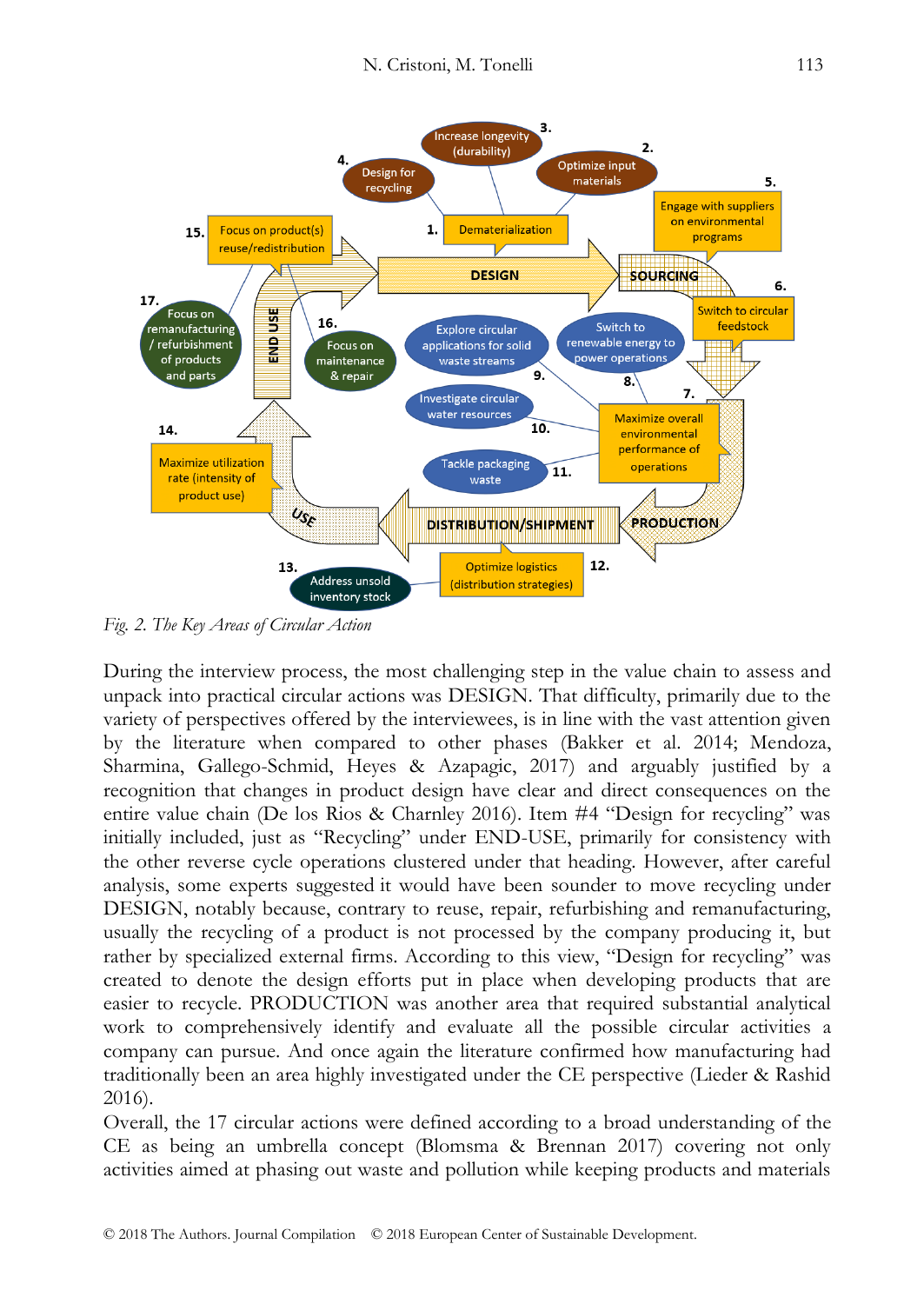3. Increase longevity (durability)

2. Optimize input materials

4. Design for recycling

1. Dematerialization

5. Engage with suppliers on environmental programs

15. Focus on product(s) reuse/redistribution

DESIGN

SOURCING

6. Switch to circular feedstock

17. Focus on remanufacturing / refurbishment of products and parts

END USE

16. Focus on maintenance & repair

Explore circular applications for solid waste streams

Switch to renewable energy to power operations

9.

8.

7.

Investigate circular water resources

10.

Maximize overall environmental performance of operations

14.

Maximize utilization rate (intensity of product use)

Tackle packaging waste

11.

USE

DISTRIBUTION/SHIPMENT

PRODUCTION

13. Address unsold inventory stock

Optimize logistics (distribution strategies)

12.

*Fig. 2. The Key Areas of Circular Action*

During the interview process, the most challenging step in the value chain to assess and unpack into practical circular actions was DESIGN. That difficulty, primarily due to the variety of perspectives offered by the interviewees, is in line with the vast attention given by the literature when compared to other phases (Bakker et al. 2014; Mendoza, Sharmina, Gallego-Schmid, Heyes & Azapagic, 2017) and arguably justified by a recognition that changes in product design have clear and direct consequences on the entire value chain (De los Rios & Charnley 2016). Item #4 “Design for recycling” was initially included, just as “Recycling” under END-USE, primarily for consistency with the other reverse cycle operations clustered under that heading. However, after careful analysis, some experts suggested it would have been sounder to move recycling under DESIGN, notably because, contrary to reuse, repair, refurbishing and remanufacturing, usually the recycling of a product is not processed by the company producing it, but rather by specialized external firms. According to this view, “Design for recycling” was created to denote the design efforts put in place when developing products that are easier to recycle. PRODUCTION was another area that required substantial analytical work to comprehensively identify and evaluate all the possible circular activities a company can pursue. And once again the literature confirmed how manufacturing had traditionally been an area highly investigated under the CE perspective (Lieder & Rashid 2016).

Overall, the 17 circular actions were defined according to a broad understanding of the CE as being an umbrella concept (Blomsma & Brennan 2017) covering not only activities aimed at phasing out waste and pollution while keeping products and materials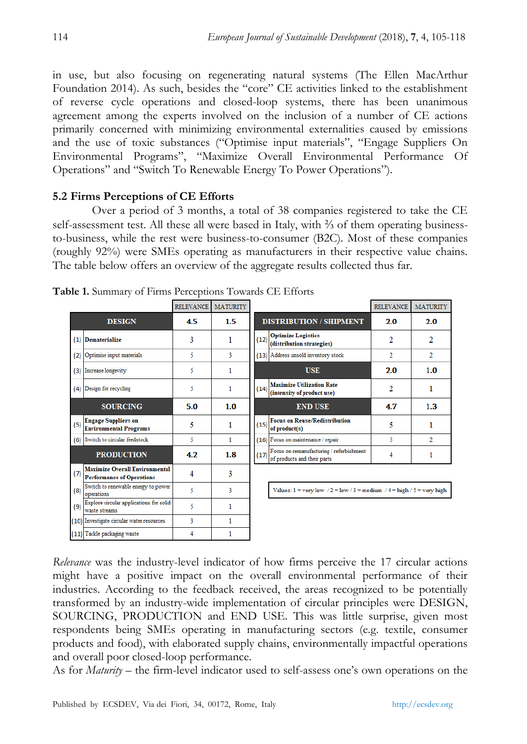in use, but also focusing on regenerating natural systems (The Ellen MacArthur Foundation 2014). As such, besides the "core" CE activities linked to the establishment of reverse cycle operations and closed-loop systems, there has been unanimous agreement among the experts involved on the inclusion of a number of CE actions primarily concerned with minimizing environmental externalities caused by emissions and the use of toxic substances ("Optimise input materials", "Engage Suppliers On Environmental Programs", "Maximize Overall Environmental Performance Of Operations" and "Switch To Renewable Energy To Power Operations").

### 5.2 Firms Perceptions of CE Efforts

Over a period of 3 months, a total of 38 companies registered to take the CE self-assessment test. All these all were based in Italy, with ⅔ of them operating business-to-business, while the rest were business-to-consumer (B2C). Most of these companies (roughly 92%) were SMEs operating as manufacturers in their respective value chains. The table below offers an overview of the aggregate results collected thus far.

**Table 1.** Summary of Firms Perceptions Towards CE Efforts

| | | RELEVANCE | MATURITY |
|---|---|---|---|
| | **DESIGN** | **4.5** | **1.5** |
| (1) | **Dematerialize** | 3 | 1 |
| (2) | Optimise input materials | 5 | 3 |
| (3) | Increase longevity | 5 | 1 |
| (4) | Design for recycling | 5 | 1 |
| | **SOURCING** | **5.0** | **1.0** |
| (5) | **Engage Suppliers on Environmental Programs** | 5 | 1 |
| (6) | Switch to circular feedstock | 5 | 1 |
| | **PRODUCTION** | **4.2** | **1.8** |
| (7) | **Maximize Overall Environmental Performance of Operations** | 4 | 3 |
| (8) | Switch to renewable energy to power operations | 5 | 3 |
| (9) | Explore circular applications for solid waste streams | 5 | 1 |
| (10) | Investigate circular water resources | 3 | 1 |
| (11) | Tackle packaging waste | 4 | 1 |
| | **DISTRIBUTION / SHIPMENT** | **2.0** | **2.0** |
| (12) | **Optimize Logistics (distribution strategies)** | 2 | 2 |
| (13) | Address unsold inventory stock | 2 | 2 |
| | **USE** | **2.0** | **1.0** |
| (14) | **Maximize Utilization Rate (intensity of product use)** | 2 | 1 |
| | **END USE** | **4.7** | **1.3** |
| (15) | **Focus on Reuse/Redistribution of product(s)** | 5 | 1 |
| (16) | Focus on maintenance / repair | 5 | 2 |
| (17) | Focus on remanufacturing / refurbishment of products and their parts | 4 | 1 |

Values: 1 = very low / 2 = low / 3 = medium / 4 = high / 5 = very high

*Relevance* was the industry-level indicator of how firms perceive the 17 circular actions might have a positive impact on the overall environmental performance of their industries. According to the feedback received, the areas recognized to be potentially transformed by an industry-wide implementation of circular principles were DESIGN, SOURCING, PRODUCTION and END USE. This was little surprise, given most respondents being SMEs operating in manufacturing sectors (e.g. textile, consumer products and food), with elaborated supply chains, environmentally impactful operations and overall poor closed-loop performance.
As for *Maturity* – the firm-level indicator used to self-assess one's own operations on the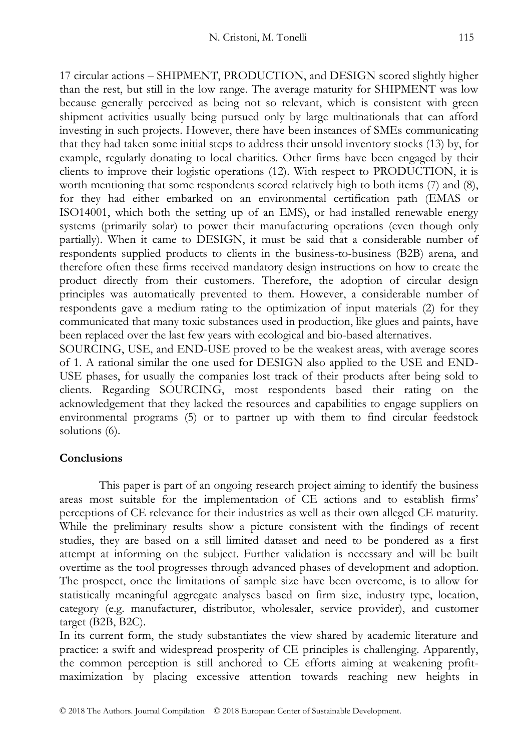17 circular actions – SHIPMENT, PRODUCTION, and DESIGN scored slightly higher than the rest, but still in the low range. The average maturity for SHIPMENT was low because generally perceived as being not so relevant, which is consistent with green shipment activities usually being pursued only by large multinationals that can afford investing in such projects. However, there have been instances of SMEs communicating that they had taken some initial steps to address their unsold inventory stocks (13) by, for example, regularly donating to local charities. Other firms have been engaged by their clients to improve their logistic operations (12). With respect to PRODUCTION, it is worth mentioning that some respondents scored relatively high to both items (7) and (8), for they had either embarked on an environmental certification path (EMAS or ISO14001, which both the setting up of an EMS), or had installed renewable energy systems (primarily solar) to power their manufacturing operations (even though only partially). When it came to DESIGN, it must be said that a considerable number of respondents supplied products to clients in the business-to-business (B2B) arena, and therefore often these firms received mandatory design instructions on how to create the product directly from their customers. Therefore, the adoption of circular design principles was automatically prevented to them. However, a considerable number of respondents gave a medium rating to the optimization of input materials (2) for they communicated that many toxic substances used in production, like glues and paints, have been replaced over the last few years with ecological and bio-based alternatives.

SOURCING, USE, and END-USE proved to be the weakest areas, with average scores of 1. A rational similar the one used for DESIGN also applied to the USE and END-USE phases, for usually the companies lost track of their products after being sold to clients. Regarding SOURCING, most respondents based their rating on the acknowledgement that they lacked the resources and capabilities to engage suppliers on environmental programs (5) or to partner up with them to find circular feedstock solutions (6).

## Conclusions

This paper is part of an ongoing research project aiming to identify the business areas most suitable for the implementation of CE actions and to establish firms' perceptions of CE relevance for their industries as well as their own alleged CE maturity. While the preliminary results show a picture consistent with the findings of recent studies, they are based on a still limited dataset and need to be pondered as a first attempt at informing on the subject. Further validation is necessary and will be built overtime as the tool progresses through advanced phases of development and adoption. The prospect, once the limitations of sample size have been overcome, is to allow for statistically meaningful aggregate analyses based on firm size, industry type, location, category (e.g. manufacturer, distributor, wholesaler, service provider), and customer target (B2B, B2C).

In its current form, the study substantiates the view shared by academic literature and practice: a swift and widespread prosperity of CE principles is challenging. Apparently, the common perception is still anchored to CE efforts aiming at weakening profit-maximization by placing excessive attention towards reaching new heights in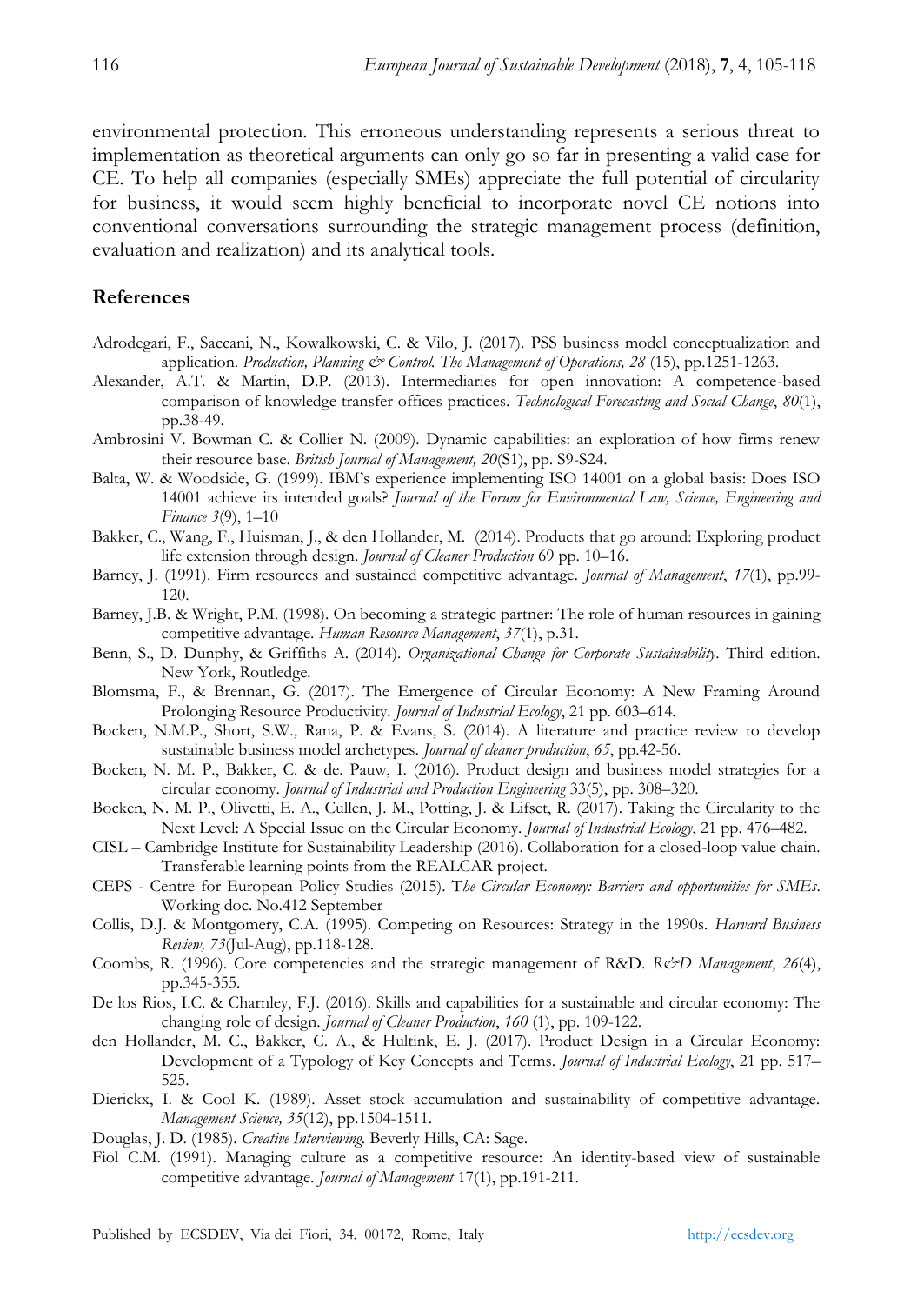environmental protection. This erroneous understanding represents a serious threat to implementation as theoretical arguments can only go so far in presenting a valid case for CE. To help all companies (especially SMEs) appreciate the full potential of circularity for business, it would seem highly beneficial to incorporate novel CE notions into conventional conversations surrounding the strategic management process (definition, evaluation and realization) and its analytical tools.

## References

Adrodegari, F., Saccani, N., Kowalkowski, C. & Vilo, J. (2017). PSS business model conceptualization and application. *Production, Planning & Control. The Management of Operations, 28* (15), pp.1251-1263.

Alexander, A.T. & Martin, D.P. (2013). Intermediaries for open innovation: A competence-based comparison of knowledge transfer offices practices. *Technological Forecasting and Social Change*, *80*(1), pp.38-49.

Ambrosini V. Bowman C. & Collier N. (2009). Dynamic capabilities: an exploration of how firms renew their resource base. *British Journal of Management, 20*(S1), pp. S9-S24.

Balta, W. & Woodside, G. (1999). IBM's experience implementing ISO 14001 on a global basis: Does ISO 14001 achieve its intended goals? *Journal of the Forum for Environmental Law, Science, Engineering and Finance 3*(9), 1–10

Bakker, C., Wang, F., Huisman, J., & den Hollander, M. (2014). Products that go around: Exploring product life extension through design. *Journal of Cleaner Production* 69 pp. 10–16.

Barney, J. (1991). Firm resources and sustained competitive advantage. *Journal of Management*, *17*(1), pp.99-120.

Barney, J.B. & Wright, P.M. (1998). On becoming a strategic partner: The role of human resources in gaining competitive advantage. *Human Resource Management*, *37*(1), p.31.

Benn, S., D. Dunphy, & Griffiths A. (2014). *Organizational Change for Corporate Sustainability*. Third edition. New York, Routledge.

Blomsma, F., & Brennan, G. (2017). The Emergence of Circular Economy: A New Framing Around Prolonging Resource Productivity. *Journal of Industrial Ecology*, 21 pp. 603–614.

Bocken, N.M.P., Short, S.W., Rana, P. & Evans, S. (2014). A literature and practice review to develop sustainable business model archetypes. *Journal of cleaner production*, *65*, pp.42-56.

Bocken, N. M. P., Bakker, C. & de. Pauw, I. (2016). Product design and business model strategies for a circular economy. *Journal of Industrial and Production Engineering* 33(5), pp. 308–320.

Bocken, N. M. P., Olivetti, E. A., Cullen, J. M., Potting, J. & Lifset, R. (2017). Taking the Circularity to the Next Level: A Special Issue on the Circular Economy. *Journal of Industrial Ecology*, 21 pp. 476–482.

CISL – Cambridge Institute for Sustainability Leadership (2016). Collaboration for a closed-loop value chain. Transferable learning points from the REALCAR project.

CEPS - Centre for European Policy Studies (2015). T*he Circular Economy: Barriers and opportunities for SMEs*. Working doc. No.412 September

Collis, D.J. & Montgomery, C.A. (1995). Competing on Resources: Strategy in the 1990s. *Harvard Business Review, 73*(Jul-Aug), pp.118-128.

Coombs, R. (1996). Core competencies and the strategic management of R&D. *R&D Management*, *26*(4), pp.345-355.

De los Rios, I.C. & Charnley, F.J. (2016). Skills and capabilities for a sustainable and circular economy: The changing role of design. *Journal of Cleaner Production*, *160* (1), pp. 109-122.

den Hollander, M. C., Bakker, C. A., & Hultink, E. J. (2017). Product Design in a Circular Economy: Development of a Typology of Key Concepts and Terms. *Journal of Industrial Ecology*, 21 pp. 517–525.

Dierickx, I. & Cool K. (1989). Asset stock accumulation and sustainability of competitive advantage. *Management Science, 35*(12), pp.1504-1511.

Douglas, J. D. (1985). *Creative Interviewing*. Beverly Hills, CA: Sage.

Fiol C.M. (1991). Managing culture as a competitive resource: An identity-based view of sustainable competitive advantage. *Journal of Management* 17(1), pp.191-211.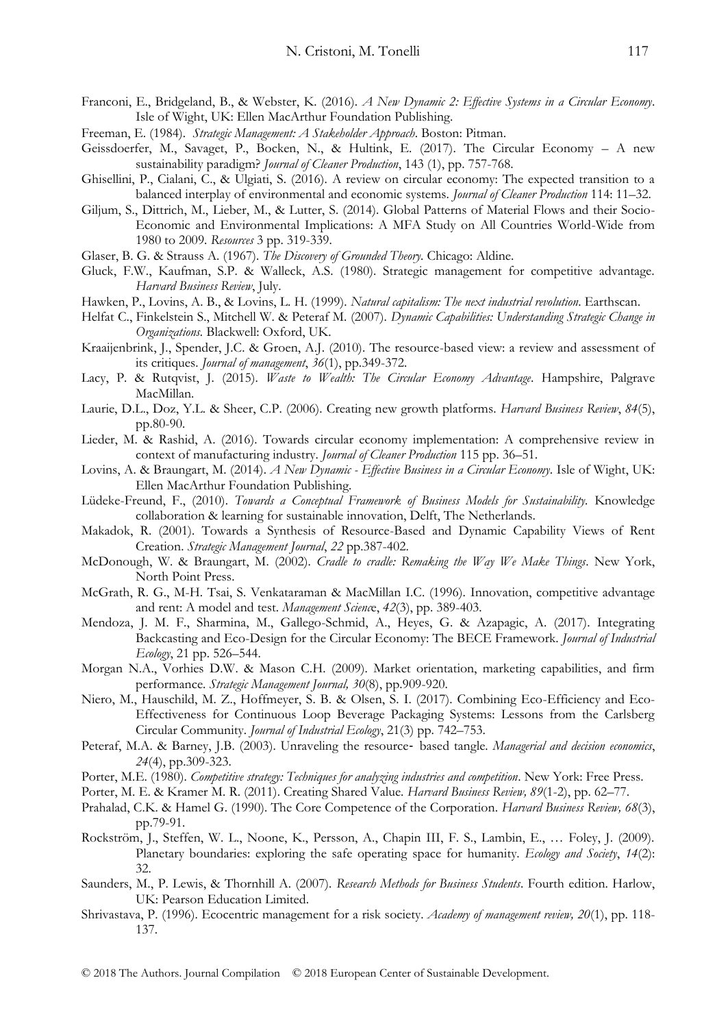Franconi, E., Bridgeland, B., & Webster, K. (2016). *A New Dynamic 2: Effective Systems in a Circular Economy*. Isle of Wight, UK: Ellen MacArthur Foundation Publishing.

Freeman, E. (1984). *Strategic Management: A Stakeholder Approach*. Boston: Pitman.

Geissdoerfer, M., Savaget, P., Bocken, N., & Hultink, E. (2017). The Circular Economy – A new sustainability paradigm? *Journal of Cleaner Production*, 143 (1), pp. 757-768.

Ghisellini, P., Cialani, C., & Ulgiati, S. (2016). A review on circular economy: The expected transition to a balanced interplay of environmental and economic systems. *Journal of Cleaner Production* 114: 11–32.

Giljum, S., Dittrich, M., Lieber, M., & Lutter, S. (2014). Global Patterns of Material Flows and their Socio-Economic and Environmental Implications: A MFA Study on All Countries World-Wide from 1980 to 2009. *Resources* 3 pp. 319-339.

Glaser, B. G. & Strauss A. (1967). *The Discovery of Grounded Theory*. Chicago: Aldine.

Gluck, F.W., Kaufman, S.P. & Walleck, A.S. (1980). Strategic management for competitive advantage. *Harvard Business Review*, July.

Hawken, P., Lovins, A. B., & Lovins, L. H. (1999). *Natural capitalism: The next industrial revolution*. Earthscan.

Helfat C., Finkelstein S., Mitchell W. & Peteraf M. (2007). *Dynamic Capabilities: Understanding Strategic Change in Organizations*. Blackwell: Oxford, UK.

Kraaijenbrink, J., Spender, J.C. & Groen, A.J. (2010). The resource-based view: a review and assessment of its critiques. *Journal of management*, *36*(1), pp.349-372.

Lacy, P. & Rutqvist, J. (2015). *Waste to Wealth: The Circular Economy Advantage*. Hampshire, Palgrave MacMillan.

Laurie, D.L., Doz, Y.L. & Sheer, C.P. (2006). Creating new growth platforms. *Harvard Business Review*, *84*(5), pp.80-90.

Lieder, M. & Rashid, A. (2016). Towards circular economy implementation: A comprehensive review in context of manufacturing industry. *Journal of Cleaner Production* 115 pp. 36–51.

Lovins, A. & Braungart, M. (2014). *A New Dynamic - Effective Business in a Circular Economy*. Isle of Wight, UK: Ellen MacArthur Foundation Publishing.

Lüdeke-Freund, F., (2010). *Towards a Conceptual Framework of Business Models for Sustainability*. Knowledge collaboration & learning for sustainable innovation, Delft, The Netherlands.

Makadok, R. (2001). Towards a Synthesis of Resource-Based and Dynamic Capability Views of Rent Creation. *Strategic Management Journal*, *22* pp.387-402.

McDonough, W. & Braungart, M. (2002). *Cradle to cradle: Remaking the Way We Make Things*. New York, North Point Press.

McGrath, R. G., M-H. Tsai, S. Venkataraman & MacMillan I.C. (1996). Innovation, competitive advantage and rent: A model and test. *Management Science*, *42*(3), pp. 389-403.

Mendoza, J. M. F., Sharmina, M., Gallego-Schmid, A., Heyes, G. & Azapagic, A. (2017). Integrating Backcasting and Eco-Design for the Circular Economy: The BECE Framework. *Journal of Industrial Ecology*, 21 pp. 526–544.

Morgan N.A., Vorhies D.W. & Mason C.H. (2009). Market orientation, marketing capabilities, and firm performance. *Strategic Management Journal, 30*(8), pp.909-920.

Niero, M., Hauschild, M. Z., Hoffmeyer, S. B. & Olsen, S. I. (2017). Combining Eco-Efficiency and Eco-Effectiveness for Continuous Loop Beverage Packaging Systems: Lessons from the Carlsberg Circular Community. *Journal of Industrial Ecology*, 21(3) pp. 742–753.

Peteraf, M.A. & Barney, J.B. (2003). Unraveling the resource‐ based tangle. *Managerial and decision economics*, *24*(4), pp.309-323.

Porter, M.E. (1980). *Competitive strategy: Techniques for analyzing industries and competition*. New York: Free Press.

Porter, M. E. & Kramer M. R. (2011). Creating Shared Value. *Harvard Business Review, 89*(1-2), pp. 62–77.

Prahalad, C.K. & Hamel G. (1990). The Core Competence of the Corporation. *Harvard Business Review, 68*(3), pp.79-91.

Rockström, J., Steffen, W. L., Noone, K., Persson, A., Chapin III, F. S., Lambin, E., … Foley, J. (2009). Planetary boundaries: exploring the safe operating space for humanity. *Ecology and Society*, *14*(2): 32.

Saunders, M., P. Lewis, & Thornhill A. (2007). *Research Methods for Business Students*. Fourth edition. Harlow, UK: Pearson Education Limited.

Shrivastava, P. (1996). Ecocentric management for a risk society. *Academy of management review, 20*(1), pp. 118-137.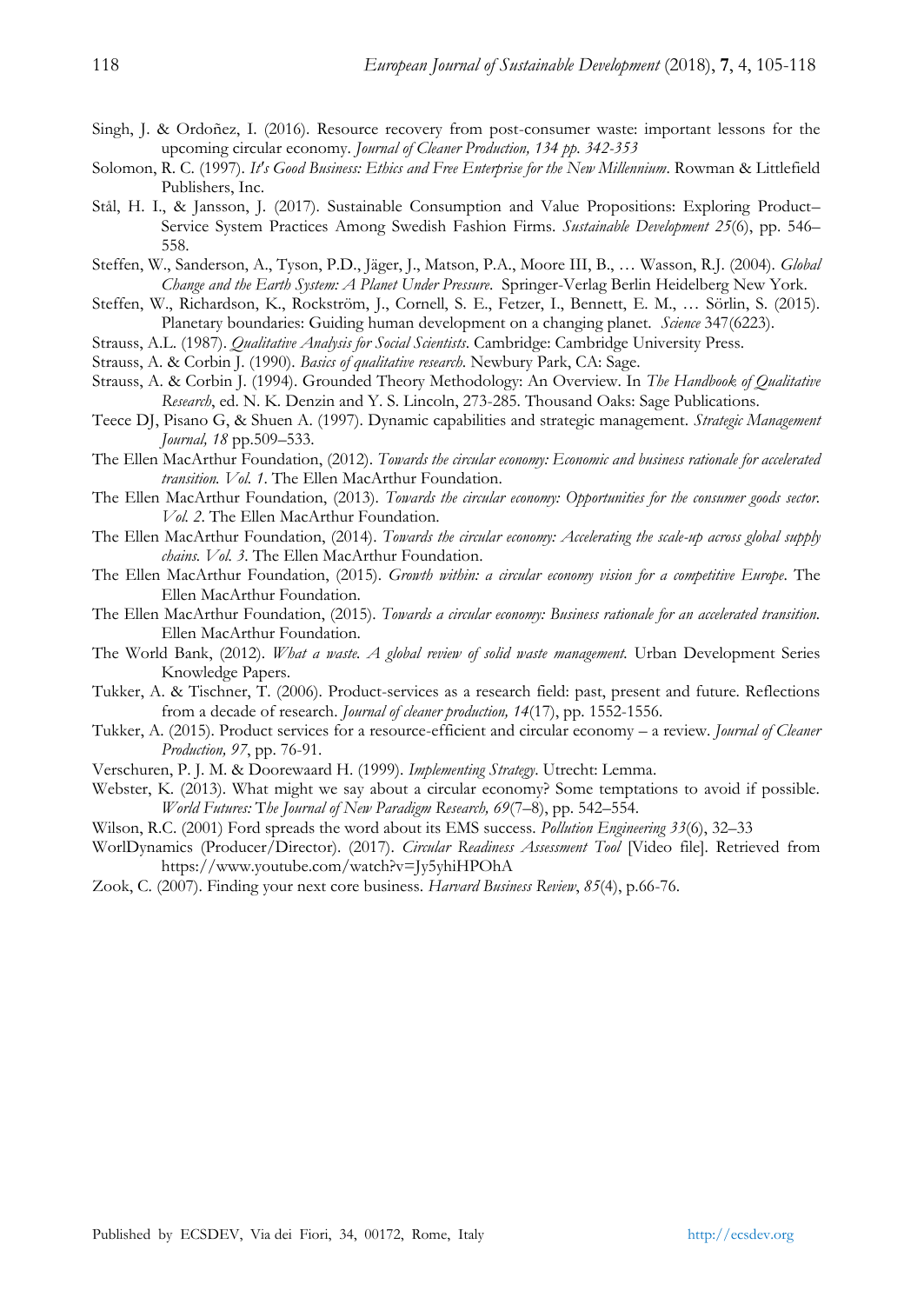Singh, J. & Ordoñez, I. (2016). Resource recovery from post-consumer waste: important lessons for the upcoming circular economy. *Journal of Cleaner Production, 134 pp. 342-353*

Solomon, R. C. (1997). *It's Good Business: Ethics and Free Enterprise for the New Millennium*. Rowman & Littlefield Publishers, Inc.

Stål, H. I., & Jansson, J. (2017). Sustainable Consumption and Value Propositions: Exploring Product–Service System Practices Among Swedish Fashion Firms. *Sustainable Development 25*(6), pp. 546–558.

Steffen, W., Sanderson, A., Tyson, P.D., Jäger, J., Matson, P.A., Moore III, B., … Wasson, R.J. (2004). *Global Change and the Earth System: A Planet Under Pressure*. Springer-Verlag Berlin Heidelberg New York.

Steffen, W., Richardson, K., Rockström, J., Cornell, S. E., Fetzer, I., Bennett, E. M., … Sörlin, S. (2015). Planetary boundaries: Guiding human development on a changing planet. *Science* 347(6223).

Strauss, A.L. (1987). *Qualitative Analysis for Social Scientists*. Cambridge: Cambridge University Press.

Strauss, A. & Corbin J. (1990). *Basics of qualitative research*. Newbury Park, CA: Sage.

Strauss, A. & Corbin J. (1994). Grounded Theory Methodology: An Overview. In *The Handbook of Qualitative Research*, ed. N. K. Denzin and Y. S. Lincoln, 273-285. Thousand Oaks: Sage Publications.

Teece DJ, Pisano G, & Shuen A. (1997). Dynamic capabilities and strategic management. *Strategic Management Journal, 18* pp.509–533.

The Ellen MacArthur Foundation, (2012). *Towards the circular economy: Economic and business rationale for accelerated transition. Vol. 1*. The Ellen MacArthur Foundation.

The Ellen MacArthur Foundation, (2013). *Towards the circular economy: Opportunities for the consumer goods sector. Vol. 2*. The Ellen MacArthur Foundation.

The Ellen MacArthur Foundation, (2014). *Towards the circular economy: Accelerating the scale-up across global supply chains. Vol. 3*. The Ellen MacArthur Foundation.

The Ellen MacArthur Foundation, (2015). *Growth within: a circular economy vision for a competitive Europe*. The Ellen MacArthur Foundation.

The Ellen MacArthur Foundation, (2015). *Towards a circular economy: Business rationale for an accelerated transition.* Ellen MacArthur Foundation.

The World Bank, (2012). *What a waste. A global review of solid waste management.* Urban Development Series Knowledge Papers.

Tukker, A. & Tischner, T. (2006). Product-services as a research field: past, present and future. Reflections from a decade of research. *Journal of cleaner production, 14*(17), pp. 1552-1556.

Tukker, A. (2015). Product services for a resource-efficient and circular economy – a review. *Journal of Cleaner Production, 97*, pp. 76-91.

Verschuren, P. J. M. & Doorewaard H. (1999). *Implementing Strategy*. Utrecht: Lemma.

Webster, K. (2013). What might we say about a circular economy? Some temptations to avoid if possible. *World Futures: The Journal of New Paradigm Research, 69*(7–8), pp. 542–554.

Wilson, R.C. (2001) Ford spreads the word about its EMS success. *Pollution Engineering 33*(6), 32–33

WorlDynamics (Producer/Director). (2017). *Circular Readiness Assessment Tool* [Video file]. Retrieved from https://www.youtube.com/watch?v=Jy5yhiHPOhA

Zook, C. (2007). Finding your next core business. *Harvard Business Review*, *85*(4), p.66-76.